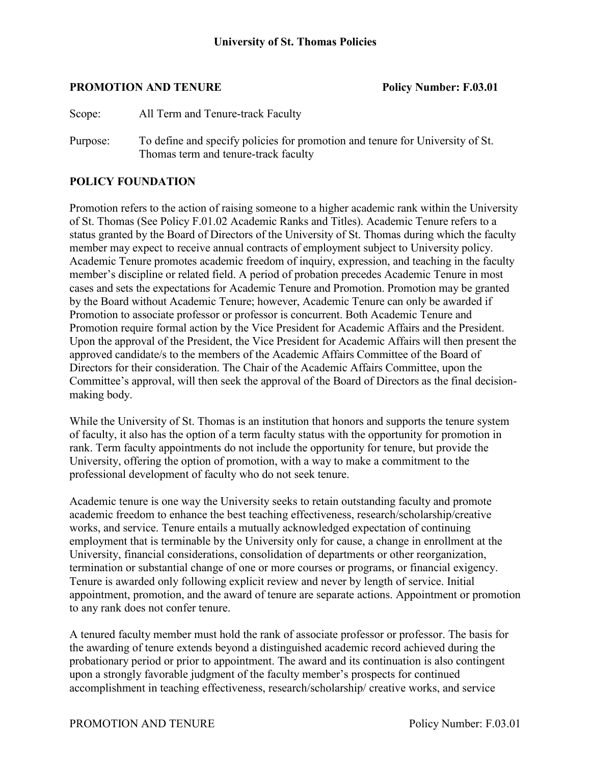**University of St. Thomas Policies**

**PROMOTION AND TENURE** **Policy Number: F.03.01**

Scope: All Term and Tenure-track Faculty

Purpose: To define and specify policies for promotion and tenure for University of St. Thomas term and tenure-track faculty

## POLICY FOUNDATION

Promotion refers to the action of raising someone to a higher academic rank within the University of St. Thomas (See Policy F.01.02 Academic Ranks and Titles). Academic Tenure refers to a status granted by the Board of Directors of the University of St. Thomas during which the faculty member may expect to receive annual contracts of employment subject to University policy. Academic Tenure promotes academic freedom of inquiry, expression, and teaching in the faculty member's discipline or related field. A period of probation precedes Academic Tenure in most cases and sets the expectations for Academic Tenure and Promotion. Promotion may be granted by the Board without Academic Tenure; however, Academic Tenure can only be awarded if Promotion to associate professor or professor is concurrent. Both Academic Tenure and Promotion require formal action by the Vice President for Academic Affairs and the President. Upon the approval of the President, the Vice President for Academic Affairs will then present the approved candidate/s to the members of the Academic Affairs Committee of the Board of Directors for their consideration. The Chair of the Academic Affairs Committee, upon the Committee's approval, will then seek the approval of the Board of Directors as the final decision-making body.

While the University of St. Thomas is an institution that honors and supports the tenure system of faculty, it also has the option of a term faculty status with the opportunity for promotion in rank. Term faculty appointments do not include the opportunity for tenure, but provide the University, offering the option of promotion, with a way to make a commitment to the professional development of faculty who do not seek tenure.

Academic tenure is one way the University seeks to retain outstanding faculty and promote academic freedom to enhance the best teaching effectiveness, research/scholarship/creative works, and service. Tenure entails a mutually acknowledged expectation of continuing employment that is terminable by the University only for cause, a change in enrollment at the University, financial considerations, consolidation of departments or other reorganization, termination or substantial change of one or more courses or programs, or financial exigency. Tenure is awarded only following explicit review and never by length of service. Initial appointment, promotion, and the award of tenure are separate actions. Appointment or promotion to any rank does not confer tenure.

A tenured faculty member must hold the rank of associate professor or professor. The basis for the awarding of tenure extends beyond a distinguished academic record achieved during the probationary period or prior to appointment. The award and its continuation is also contingent upon a strongly favorable judgment of the faculty member's prospects for continued accomplishment in teaching effectiveness, research/scholarship/ creative works, and service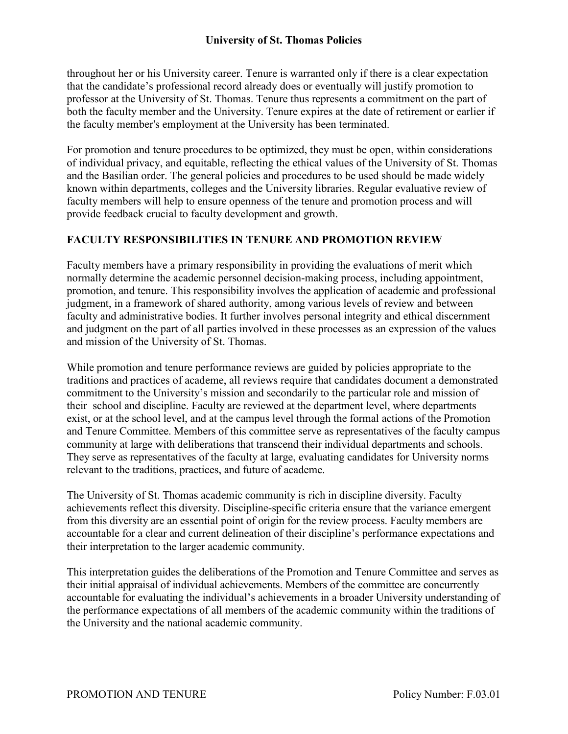throughout her or his University career. Tenure is warranted only if there is a clear expectation that the candidate's professional record already does or eventually will justify promotion to professor at the University of St. Thomas. Tenure thus represents a commitment on the part of both the faculty member and the University. Tenure expires at the date of retirement or earlier if the faculty member's employment at the University has been terminated.

For promotion and tenure procedures to be optimized, they must be open, within considerations of individual privacy, and equitable, reflecting the ethical values of the University of St. Thomas and the Basilian order. The general policies and procedures to be used should be made widely known within departments, colleges and the University libraries. Regular evaluative review of faculty members will help to ensure openness of the tenure and promotion process and will provide feedback crucial to faculty development and growth.

## FACULTY RESPONSIBILITIES IN TENURE AND PROMOTION REVIEW

Faculty members have a primary responsibility in providing the evaluations of merit which normally determine the academic personnel decision-making process, including appointment, promotion, and tenure. This responsibility involves the application of academic and professional judgment, in a framework of shared authority, among various levels of review and between faculty and administrative bodies. It further involves personal integrity and ethical discernment and judgment on the part of all parties involved in these processes as an expression of the values and mission of the University of St. Thomas.

While promotion and tenure performance reviews are guided by policies appropriate to the traditions and practices of academe, all reviews require that candidates document a demonstrated commitment to the University's mission and secondarily to the particular role and mission of their school and discipline. Faculty are reviewed at the department level, where departments exist, or at the school level, and at the campus level through the formal actions of the Promotion and Tenure Committee. Members of this committee serve as representatives of the faculty campus community at large with deliberations that transcend their individual departments and schools. They serve as representatives of the faculty at large, evaluating candidates for University norms relevant to the traditions, practices, and future of academe.

The University of St. Thomas academic community is rich in discipline diversity. Faculty achievements reflect this diversity. Discipline-specific criteria ensure that the variance emergent from this diversity are an essential point of origin for the review process. Faculty members are accountable for a clear and current delineation of their discipline's performance expectations and their interpretation to the larger academic community.

This interpretation guides the deliberations of the Promotion and Tenure Committee and serves as their initial appraisal of individual achievements. Members of the committee are concurrently accountable for evaluating the individual's achievements in a broader University understanding of the performance expectations of all members of the academic community within the traditions of the University and the national academic community.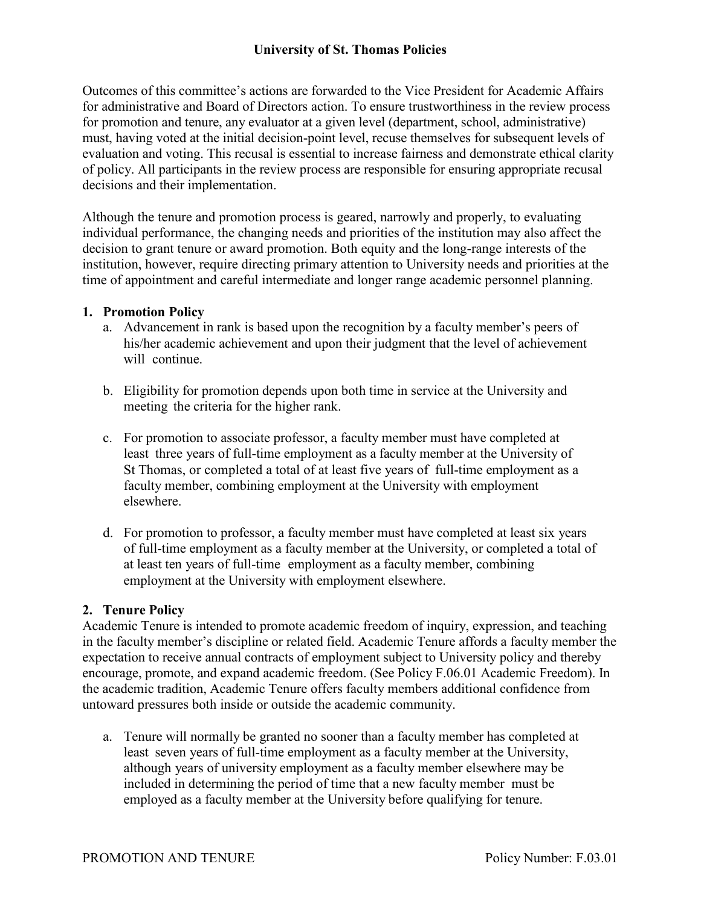Outcomes of this committee's actions are forwarded to the Vice President for Academic Affairs for administrative and Board of Directors action. To ensure trustworthiness in the review process for promotion and tenure, any evaluator at a given level (department, school, administrative) must, having voted at the initial decision-point level, recuse themselves for subsequent levels of evaluation and voting. This recusal is essential to increase fairness and demonstrate ethical clarity of policy. All participants in the review process are responsible for ensuring appropriate recusal decisions and their implementation.

Although the tenure and promotion process is geared, narrowly and properly, to evaluating individual performance, the changing needs and priorities of the institution may also affect the decision to grant tenure or award promotion. Both equity and the long-range interests of the institution, however, require directing primary attention to University needs and priorities at the time of appointment and careful intermediate and longer range academic personnel planning.

## 1. Promotion Policy

a. Advancement in rank is based upon the recognition by a faculty member's peers of his/her academic achievement and upon their judgment that the level of achievement will continue.

b. Eligibility for promotion depends upon both time in service at the University and meeting the criteria for the higher rank.

c. For promotion to associate professor, a faculty member must have completed at least three years of full-time employment as a faculty member at the University of St Thomas, or completed a total of at least five years of full-time employment as a faculty member, combining employment at the University with employment elsewhere.

d. For promotion to professor, a faculty member must have completed at least six years of full-time employment as a faculty member at the University, or completed a total of at least ten years of full-time employment as a faculty member, combining employment at the University with employment elsewhere.

## 2. Tenure Policy

Academic Tenure is intended to promote academic freedom of inquiry, expression, and teaching in the faculty member's discipline or related field. Academic Tenure affords a faculty member the expectation to receive annual contracts of employment subject to University policy and thereby encourage, promote, and expand academic freedom. (See Policy F.06.01 Academic Freedom). In the academic tradition, Academic Tenure offers faculty members additional confidence from untoward pressures both inside or outside the academic community.

a. Tenure will normally be granted no sooner than a faculty member has completed at least seven years of full-time employment as a faculty member at the University, although years of university employment as a faculty member elsewhere may be included in determining the period of time that a new faculty member must be employed as a faculty member at the University before qualifying for tenure.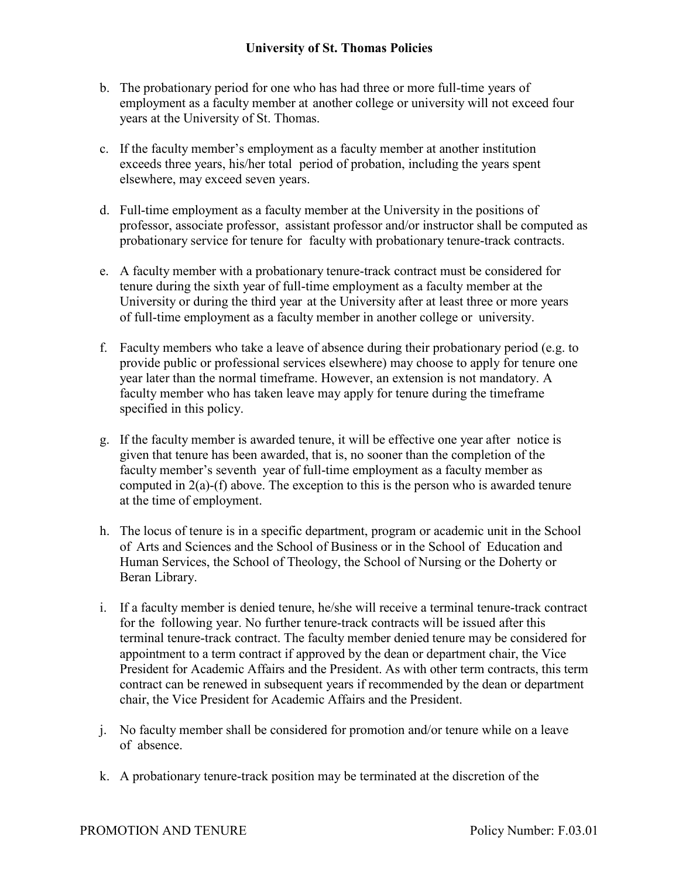b. The probationary period for one who has had three or more full-time years of employment as a faculty member at another college or university will not exceed four years at the University of St. Thomas.

c. If the faculty member's employment as a faculty member at another institution exceeds three years, his/her total period of probation, including the years spent elsewhere, may exceed seven years.

d. Full-time employment as a faculty member at the University in the positions of professor, associate professor, assistant professor and/or instructor shall be computed as probationary service for tenure for faculty with probationary tenure-track contracts.

e. A faculty member with a probationary tenure-track contract must be considered for tenure during the sixth year of full-time employment as a faculty member at the University or during the third year at the University after at least three or more years of full-time employment as a faculty member in another college or university.

f. Faculty members who take a leave of absence during their probationary period (e.g. to provide public or professional services elsewhere) may choose to apply for tenure one year later than the normal timeframe. However, an extension is not mandatory. A faculty member who has taken leave may apply for tenure during the timeframe specified in this policy.

g. If the faculty member is awarded tenure, it will be effective one year after notice is given that tenure has been awarded, that is, no sooner than the completion of the faculty member's seventh year of full-time employment as a faculty member as computed in 2(a)-(f) above. The exception to this is the person who is awarded tenure at the time of employment.

h. The locus of tenure is in a specific department, program or academic unit in the School of Arts and Sciences and the School of Business or in the School of Education and Human Services, the School of Theology, the School of Nursing or the Doherty or Beran Library.

i. If a faculty member is denied tenure, he/she will receive a terminal tenure-track contract for the following year. No further tenure-track contracts will be issued after this terminal tenure-track contract. The faculty member denied tenure may be considered for appointment to a term contract if approved by the dean or department chair, the Vice President for Academic Affairs and the President. As with other term contracts, this term contract can be renewed in subsequent years if recommended by the dean or department chair, the Vice President for Academic Affairs and the President.

j. No faculty member shall be considered for promotion and/or tenure while on a leave of absence.

k. A probationary tenure-track position may be terminated at the discretion of the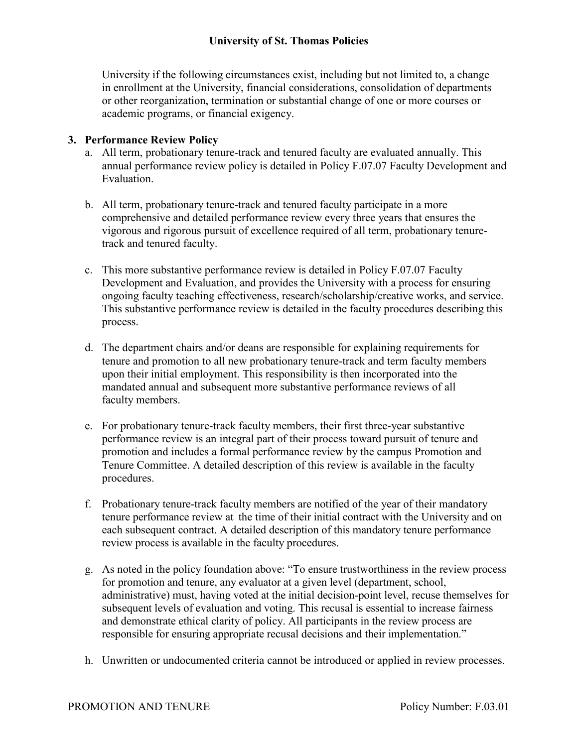University if the following circumstances exist, including but not limited to, a change in enrollment at the University, financial considerations, consolidation of departments or other reorganization, termination or substantial change of one or more courses or academic programs, or financial exigency.

## 3. Performance Review Policy

a. All term, probationary tenure-track and tenured faculty are evaluated annually. This annual performance review policy is detailed in Policy F.07.07 Faculty Development and Evaluation.

b. All term, probationary tenure-track and tenured faculty participate in a more comprehensive and detailed performance review every three years that ensures the vigorous and rigorous pursuit of excellence required of all term, probationary tenure-track and tenured faculty.

c. This more substantive performance review is detailed in Policy F.07.07 Faculty Development and Evaluation, and provides the University with a process for ensuring ongoing faculty teaching effectiveness, research/scholarship/creative works, and service. This substantive performance review is detailed in the faculty procedures describing this process.

d. The department chairs and/or deans are responsible for explaining requirements for tenure and promotion to all new probationary tenure-track and term faculty members upon their initial employment. This responsibility is then incorporated into the mandated annual and subsequent more substantive performance reviews of all faculty members.

e. For probationary tenure-track faculty members, their first three-year substantive performance review is an integral part of their process toward pursuit of tenure and promotion and includes a formal performance review by the campus Promotion and Tenure Committee. A detailed description of this review is available in the faculty procedures.

f. Probationary tenure-track faculty members are notified of the year of their mandatory tenure performance review at the time of their initial contract with the University and on each subsequent contract. A detailed description of this mandatory tenure performance review process is available in the faculty procedures.

g. As noted in the policy foundation above: "To ensure trustworthiness in the review process for promotion and tenure, any evaluator at a given level (department, school, administrative) must, having voted at the initial decision-point level, recuse themselves for subsequent levels of evaluation and voting. This recusal is essential to increase fairness and demonstrate ethical clarity of policy. All participants in the review process are responsible for ensuring appropriate recusal decisions and their implementation."

h. Unwritten or undocumented criteria cannot be introduced or applied in review processes.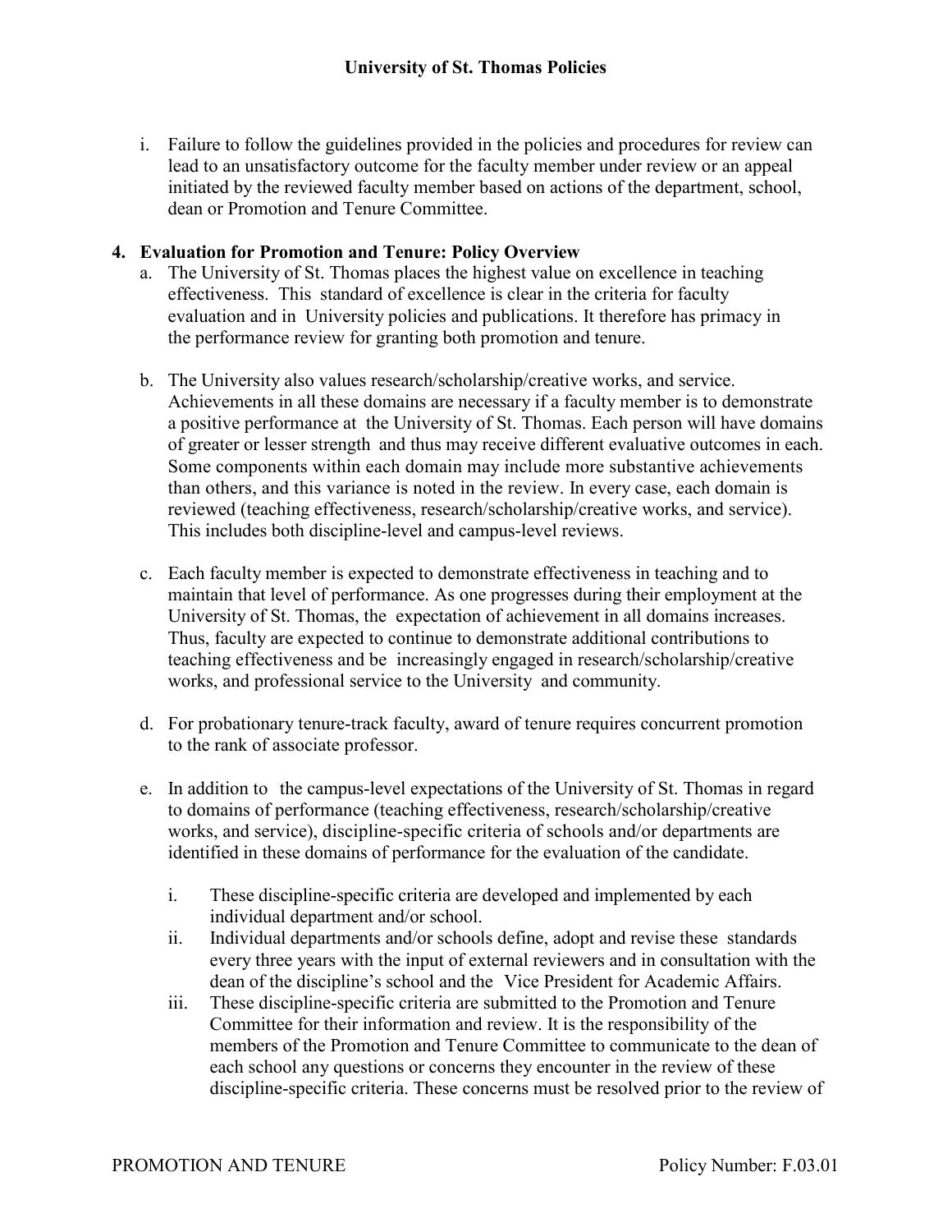i. Failure to follow the guidelines provided in the policies and procedures for review can lead to an unsatisfactory outcome for the faculty member under review or an appeal initiated by the reviewed faculty member based on actions of the department, school, dean or Promotion and Tenure Committee.

**4. Evaluation for Promotion and Tenure: Policy Overview**

a. The University of St. Thomas places the highest value on excellence in teaching effectiveness. This standard of excellence is clear in the criteria for faculty evaluation and in University policies and publications. It therefore has primacy in the performance review for granting both promotion and tenure.

b. The University also values research/scholarship/creative works, and service. Achievements in all these domains are necessary if a faculty member is to demonstrate a positive performance at the University of St. Thomas. Each person will have domains of greater or lesser strength and thus may receive different evaluative outcomes in each. Some components within each domain may include more substantive achievements than others, and this variance is noted in the review. In every case, each domain is reviewed (teaching effectiveness, research/scholarship/creative works, and service). This includes both discipline-level and campus-level reviews.

c. Each faculty member is expected to demonstrate effectiveness in teaching and to maintain that level of performance. As one progresses during their employment at the University of St. Thomas, the expectation of achievement in all domains increases. Thus, faculty are expected to continue to demonstrate additional contributions to teaching effectiveness and be increasingly engaged in research/scholarship/creative works, and professional service to the University and community.

d. For probationary tenure-track faculty, award of tenure requires concurrent promotion to the rank of associate professor.

e. In addition to the campus-level expectations of the University of St. Thomas in regard to domains of performance (teaching effectiveness, research/scholarship/creative works, and service), discipline-specific criteria of schools and/or departments are identified in these domains of performance for the evaluation of the candidate.

   i. These discipline-specific criteria are developed and implemented by each individual department and/or school.
   ii. Individual departments and/or schools define, adopt and revise these standards every three years with the input of external reviewers and in consultation with the dean of the discipline's school and the Vice President for Academic Affairs.
   iii. These discipline-specific criteria are submitted to the Promotion and Tenure Committee for their information and review. It is the responsibility of the members of the Promotion and Tenure Committee to communicate to the dean of each school any questions or concerns they encounter in the review of these discipline-specific criteria. These concerns must be resolved prior to the review of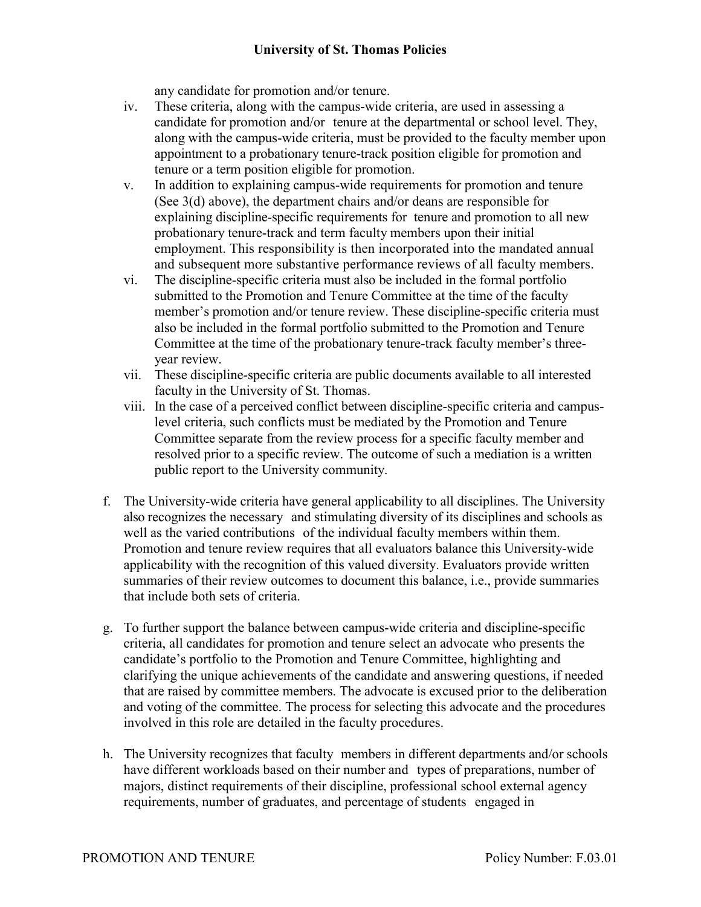any candidate for promotion and/or tenure.

iv. These criteria, along with the campus-wide criteria, are used in assessing a candidate for promotion and/or tenure at the departmental or school level. They, along with the campus-wide criteria, must be provided to the faculty member upon appointment to a probationary tenure-track position eligible for promotion and tenure or a term position eligible for promotion.

v. In addition to explaining campus-wide requirements for promotion and tenure (See 3(d) above), the department chairs and/or deans are responsible for explaining discipline-specific requirements for tenure and promotion to all new probationary tenure-track and term faculty members upon their initial employment. This responsibility is then incorporated into the mandated annual and subsequent more substantive performance reviews of all faculty members.

vi. The discipline-specific criteria must also be included in the formal portfolio submitted to the Promotion and Tenure Committee at the time of the faculty member's promotion and/or tenure review. These discipline-specific criteria must also be included in the formal portfolio submitted to the Promotion and Tenure Committee at the time of the probationary tenure-track faculty member's three-year review.

vii. These discipline-specific criteria are public documents available to all interested faculty in the University of St. Thomas.

viii. In the case of a perceived conflict between discipline-specific criteria and campus-level criteria, such conflicts must be mediated by the Promotion and Tenure Committee separate from the review process for a specific faculty member and resolved prior to a specific review. The outcome of such a mediation is a written public report to the University community.

f. The University-wide criteria have general applicability to all disciplines. The University also recognizes the necessary and stimulating diversity of its disciplines and schools as well as the varied contributions of the individual faculty members within them. Promotion and tenure review requires that all evaluators balance this University-wide applicability with the recognition of this valued diversity. Evaluators provide written summaries of their review outcomes to document this balance, i.e., provide summaries that include both sets of criteria.

g. To further support the balance between campus-wide criteria and discipline-specific criteria, all candidates for promotion and tenure select an advocate who presents the candidate's portfolio to the Promotion and Tenure Committee, highlighting and clarifying the unique achievements of the candidate and answering questions, if needed that are raised by committee members. The advocate is excused prior to the deliberation and voting of the committee. The process for selecting this advocate and the procedures involved in this role are detailed in the faculty procedures.

h. The University recognizes that faculty members in different departments and/or schools have different workloads based on their number and types of preparations, number of majors, distinct requirements of their discipline, professional school external agency requirements, number of graduates, and percentage of students engaged in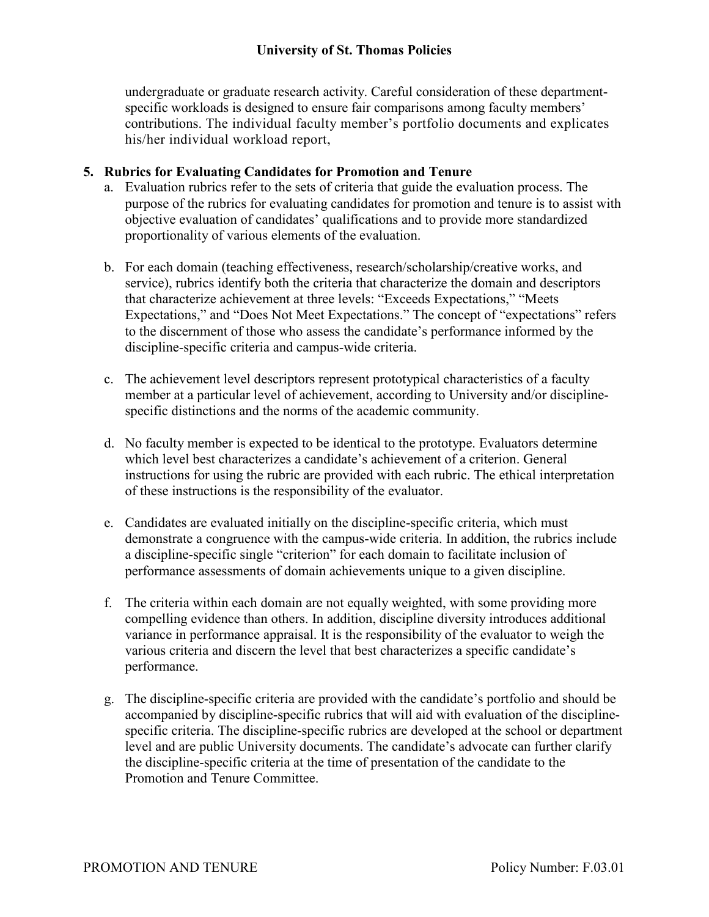undergraduate or graduate research activity. Careful consideration of these department-specific workloads is designed to ensure fair comparisons among faculty members' contributions. The individual faculty member's portfolio documents and explicates his/her individual workload report,

**5. Rubrics for Evaluating Candidates for Promotion and Tenure**

a. Evaluation rubrics refer to the sets of criteria that guide the evaluation process. The purpose of the rubrics for evaluating candidates for promotion and tenure is to assist with objective evaluation of candidates' qualifications and to provide more standardized proportionality of various elements of the evaluation.

b. For each domain (teaching effectiveness, research/scholarship/creative works, and service), rubrics identify both the criteria that characterize the domain and descriptors that characterize achievement at three levels: "Exceeds Expectations," "Meets Expectations," and "Does Not Meet Expectations." The concept of "expectations" refers to the discernment of those who assess the candidate's performance informed by the discipline-specific criteria and campus-wide criteria.

c. The achievement level descriptors represent prototypical characteristics of a faculty member at a particular level of achievement, according to University and/or discipline-specific distinctions and the norms of the academic community.

d. No faculty member is expected to be identical to the prototype. Evaluators determine which level best characterizes a candidate's achievement of a criterion. General instructions for using the rubric are provided with each rubric. The ethical interpretation of these instructions is the responsibility of the evaluator.

e. Candidates are evaluated initially on the discipline-specific criteria, which must demonstrate a congruence with the campus-wide criteria. In addition, the rubrics include a discipline-specific single "criterion" for each domain to facilitate inclusion of performance assessments of domain achievements unique to a given discipline.

f. The criteria within each domain are not equally weighted, with some providing more compelling evidence than others. In addition, discipline diversity introduces additional variance in performance appraisal. It is the responsibility of the evaluator to weigh the various criteria and discern the level that best characterizes a specific candidate's performance.

g. The discipline-specific criteria are provided with the candidate's portfolio and should be accompanied by discipline-specific rubrics that will aid with evaluation of the discipline-specific criteria. The discipline-specific rubrics are developed at the school or department level and are public University documents. The candidate's advocate can further clarify the discipline-specific criteria at the time of presentation of the candidate to the Promotion and Tenure Committee.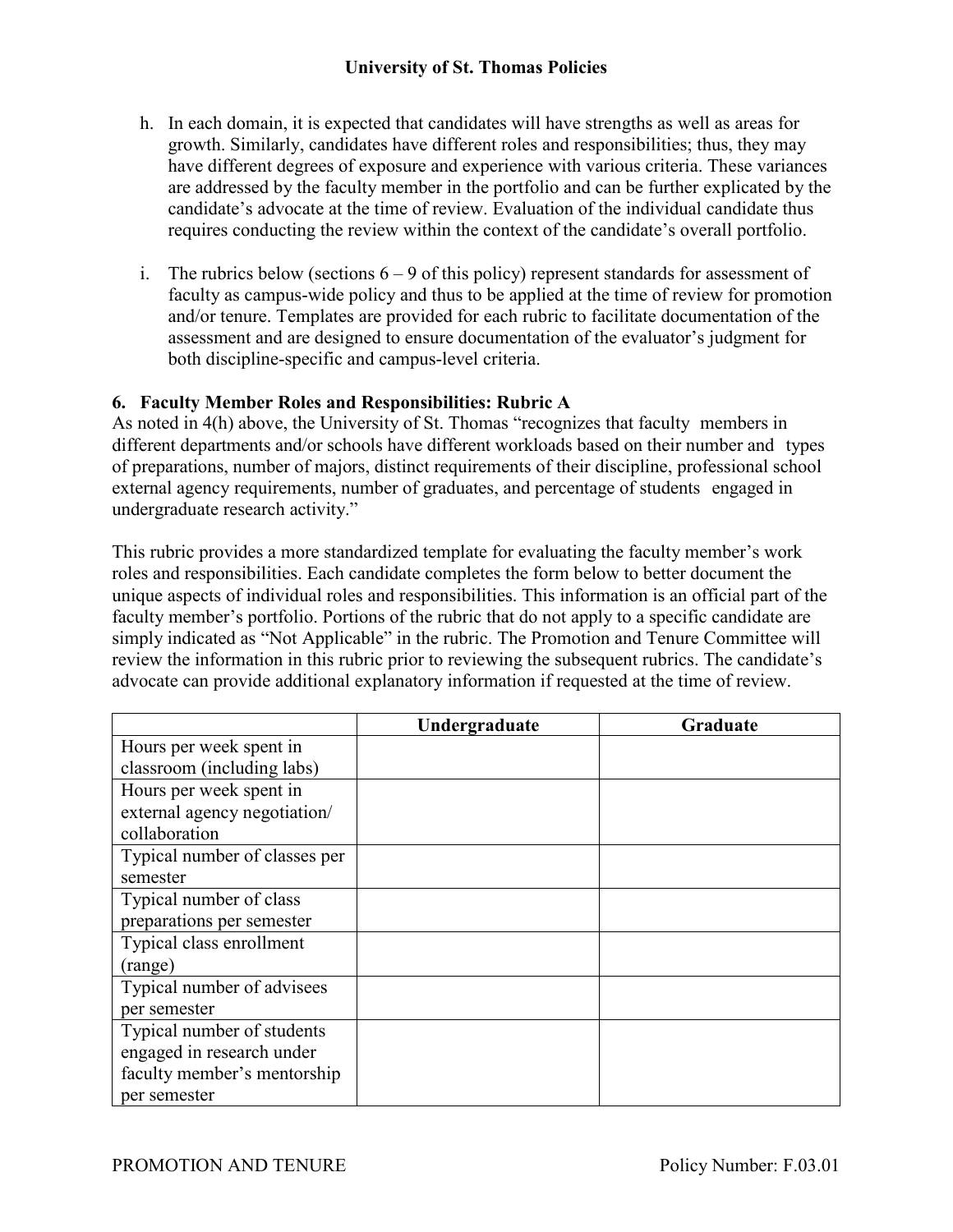h. In each domain, it is expected that candidates will have strengths as well as areas for growth. Similarly, candidates have different roles and responsibilities; thus, they may have different degrees of exposure and experience with various criteria. These variances are addressed by the faculty member in the portfolio and can be further explicated by the candidate's advocate at the time of review. Evaluation of the individual candidate thus requires conducting the review within the context of the candidate's overall portfolio.

i. The rubrics below (sections 6 – 9 of this policy) represent standards for assessment of faculty as campus-wide policy and thus to be applied at the time of review for promotion and/or tenure. Templates are provided for each rubric to facilitate documentation of the assessment and are designed to ensure documentation of the evaluator's judgment for both discipline-specific and campus-level criteria.

## 6. Faculty Member Roles and Responsibilities: Rubric A

As noted in 4(h) above, the University of St. Thomas "recognizes that faculty members in different departments and/or schools have different workloads based on their number and types of preparations, number of majors, distinct requirements of their discipline, professional school external agency requirements, number of graduates, and percentage of students engaged in undergraduate research activity."

This rubric provides a more standardized template for evaluating the faculty member's work roles and responsibilities. Each candidate completes the form below to better document the unique aspects of individual roles and responsibilities. This information is an official part of the faculty member's portfolio. Portions of the rubric that do not apply to a specific candidate are simply indicated as "Not Applicable" in the rubric. The Promotion and Tenure Committee will review the information in this rubric prior to reviewing the subsequent rubrics. The candidate's advocate can provide additional explanatory information if requested at the time of review.

| | **Undergraduate** | **Graduate** |
|---|---|---|
| Hours per week spent in classroom (including labs) | | |
| Hours per week spent in external agency negotiation/ collaboration | | |
| Typical number of classes per semester | | |
| Typical number of class preparations per semester | | |
| Typical class enrollment (range) | | |
| Typical number of advisees per semester | | |
| Typical number of students engaged in research under faculty member's mentorship per semester | | |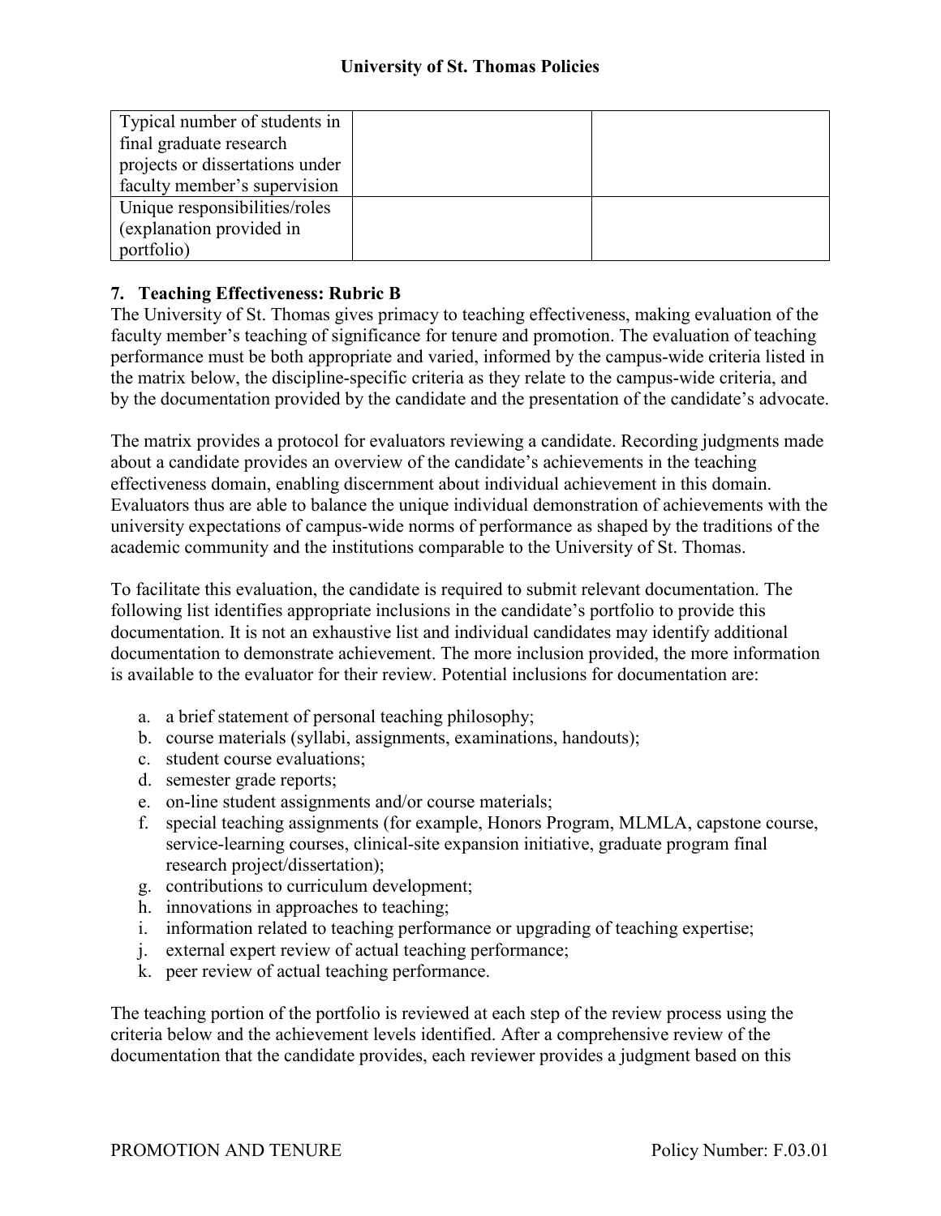| | | |
|---|---|---|
| Typical number of students in final graduate research projects or dissertations under faculty member's supervision | | |
| Unique responsibilities/roles (explanation provided in portfolio) | | |

### 7. Teaching Effectiveness: Rubric B

The University of St. Thomas gives primacy to teaching effectiveness, making evaluation of the faculty member's teaching of significance for tenure and promotion. The evaluation of teaching performance must be both appropriate and varied, informed by the campus-wide criteria listed in the matrix below, the discipline-specific criteria as they relate to the campus-wide criteria, and by the documentation provided by the candidate and the presentation of the candidate's advocate.

The matrix provides a protocol for evaluators reviewing a candidate. Recording judgments made about a candidate provides an overview of the candidate's achievements in the teaching effectiveness domain, enabling discernment about individual achievement in this domain. Evaluators thus are able to balance the unique individual demonstration of achievements with the university expectations of campus-wide norms of performance as shaped by the traditions of the academic community and the institutions comparable to the University of St. Thomas.

To facilitate this evaluation, the candidate is required to submit relevant documentation. The following list identifies appropriate inclusions in the candidate's portfolio to provide this documentation. It is not an exhaustive list and individual candidates may identify additional documentation to demonstrate achievement. The more inclusion provided, the more information is available to the evaluator for their review. Potential inclusions for documentation are:

a. a brief statement of personal teaching philosophy;
b. course materials (syllabi, assignments, examinations, handouts);
c. student course evaluations;
d. semester grade reports;
e. on-line student assignments and/or course materials;
f. special teaching assignments (for example, Honors Program, MLMLA, capstone course, service-learning courses, clinical-site expansion initiative, graduate program final research project/dissertation);
g. contributions to curriculum development;
h. innovations in approaches to teaching;
i. information related to teaching performance or upgrading of teaching expertise;
j. external expert review of actual teaching performance;
k. peer review of actual teaching performance.

The teaching portion of the portfolio is reviewed at each step of the review process using the criteria below and the achievement levels identified. After a comprehensive review of the documentation that the candidate provides, each reviewer provides a judgment based on this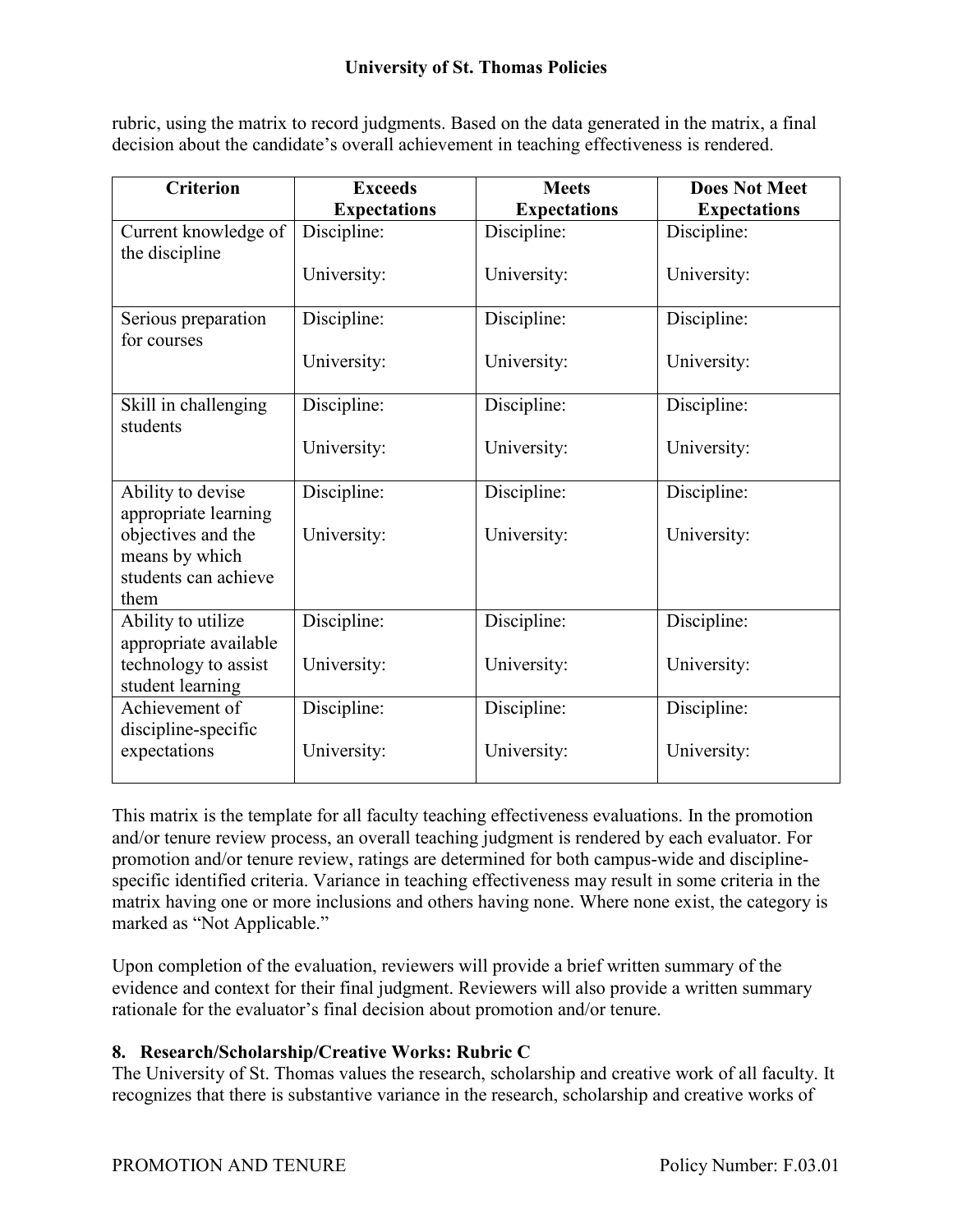rubric, using the matrix to record judgments. Based on the data generated in the matrix, a final decision about the candidate's overall achievement in teaching effectiveness is rendered.

| Criterion | Exceeds Expectations | Meets Expectations | Does Not Meet Expectations |
|---|---|---|---|
| Current knowledge of the discipline | Discipline:<br><br>University: | Discipline:<br><br>University: | Discipline:<br><br>University: |
| Serious preparation for courses | Discipline:<br><br>University: | Discipline:<br><br>University: | Discipline:<br><br>University: |
| Skill in challenging students | Discipline:<br><br>University: | Discipline:<br><br>University: | Discipline:<br><br>University: |
| Ability to devise appropriate learning objectives and the means by which students can achieve them | Discipline:<br><br>University: | Discipline:<br><br>University: | Discipline:<br><br>University: |
| Ability to utilize appropriate available technology to assist student learning | Discipline:<br><br>University: | Discipline:<br><br>University: | Discipline:<br><br>University: |
| Achievement of discipline-specific expectations | Discipline:<br><br>University: | Discipline:<br><br>University: | Discipline:<br><br>University: |

This matrix is the template for all faculty teaching effectiveness evaluations. In the promotion and/or tenure review process, an overall teaching judgment is rendered by each evaluator. For promotion and/or tenure review, ratings are determined for both campus-wide and discipline-specific identified criteria. Variance in teaching effectiveness may result in some criteria in the matrix having one or more inclusions and others having none. Where none exist, the category is marked as "Not Applicable."

Upon completion of the evaluation, reviewers will provide a brief written summary of the evidence and context for their final judgment. Reviewers will also provide a written summary rationale for the evaluator's final decision about promotion and/or tenure.

### 8. Research/Scholarship/Creative Works: Rubric C

The University of St. Thomas values the research, scholarship and creative work of all faculty. It recognizes that there is substantive variance in the research, scholarship and creative works of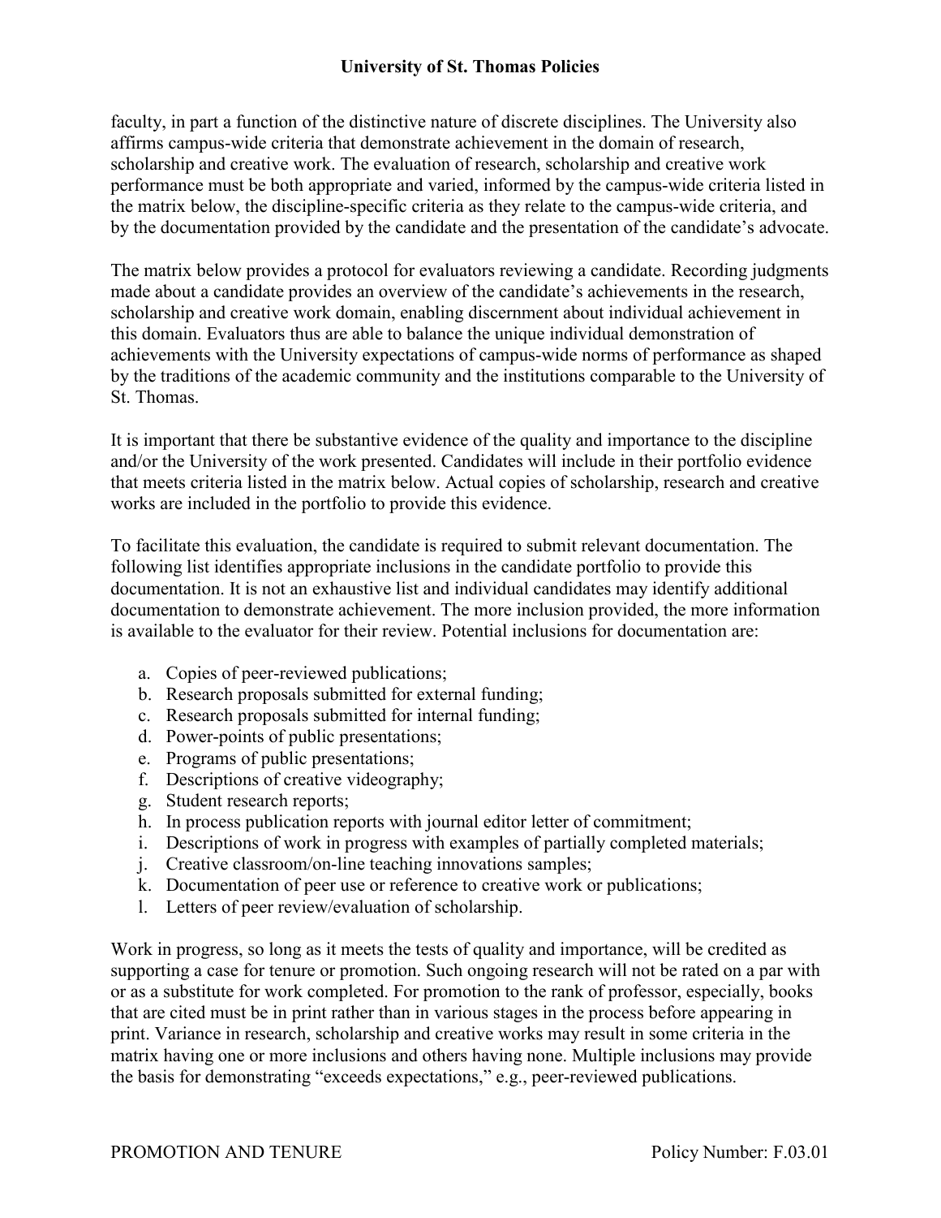faculty, in part a function of the distinctive nature of discrete disciplines. The University also affirms campus-wide criteria that demonstrate achievement in the domain of research, scholarship and creative work. The evaluation of research, scholarship and creative work performance must be both appropriate and varied, informed by the campus-wide criteria listed in the matrix below, the discipline-specific criteria as they relate to the campus-wide criteria, and by the documentation provided by the candidate and the presentation of the candidate's advocate.

The matrix below provides a protocol for evaluators reviewing a candidate. Recording judgments made about a candidate provides an overview of the candidate's achievements in the research, scholarship and creative work domain, enabling discernment about individual achievement in this domain. Evaluators thus are able to balance the unique individual demonstration of achievements with the University expectations of campus-wide norms of performance as shaped by the traditions of the academic community and the institutions comparable to the University of St. Thomas.

It is important that there be substantive evidence of the quality and importance to the discipline and/or the University of the work presented. Candidates will include in their portfolio evidence that meets criteria listed in the matrix below. Actual copies of scholarship, research and creative works are included in the portfolio to provide this evidence.

To facilitate this evaluation, the candidate is required to submit relevant documentation. The following list identifies appropriate inclusions in the candidate portfolio to provide this documentation. It is not an exhaustive list and individual candidates may identify additional documentation to demonstrate achievement. The more inclusion provided, the more information is available to the evaluator for their review. Potential inclusions for documentation are:

a. Copies of peer-reviewed publications;
b. Research proposals submitted for external funding;
c. Research proposals submitted for internal funding;
d. Power-points of public presentations;
e. Programs of public presentations;
f. Descriptions of creative videography;
g. Student research reports;
h. In process publication reports with journal editor letter of commitment;
i. Descriptions of work in progress with examples of partially completed materials;
j. Creative classroom/on-line teaching innovations samples;
k. Documentation of peer use or reference to creative work or publications;
l. Letters of peer review/evaluation of scholarship.

Work in progress, so long as it meets the tests of quality and importance, will be credited as supporting a case for tenure or promotion. Such ongoing research will not be rated on a par with or as a substitute for work completed. For promotion to the rank of professor, especially, books that are cited must be in print rather than in various stages in the process before appearing in print. Variance in research, scholarship and creative works may result in some criteria in the matrix having one or more inclusions and others having none. Multiple inclusions may provide the basis for demonstrating "exceeds expectations," e.g., peer-reviewed publications.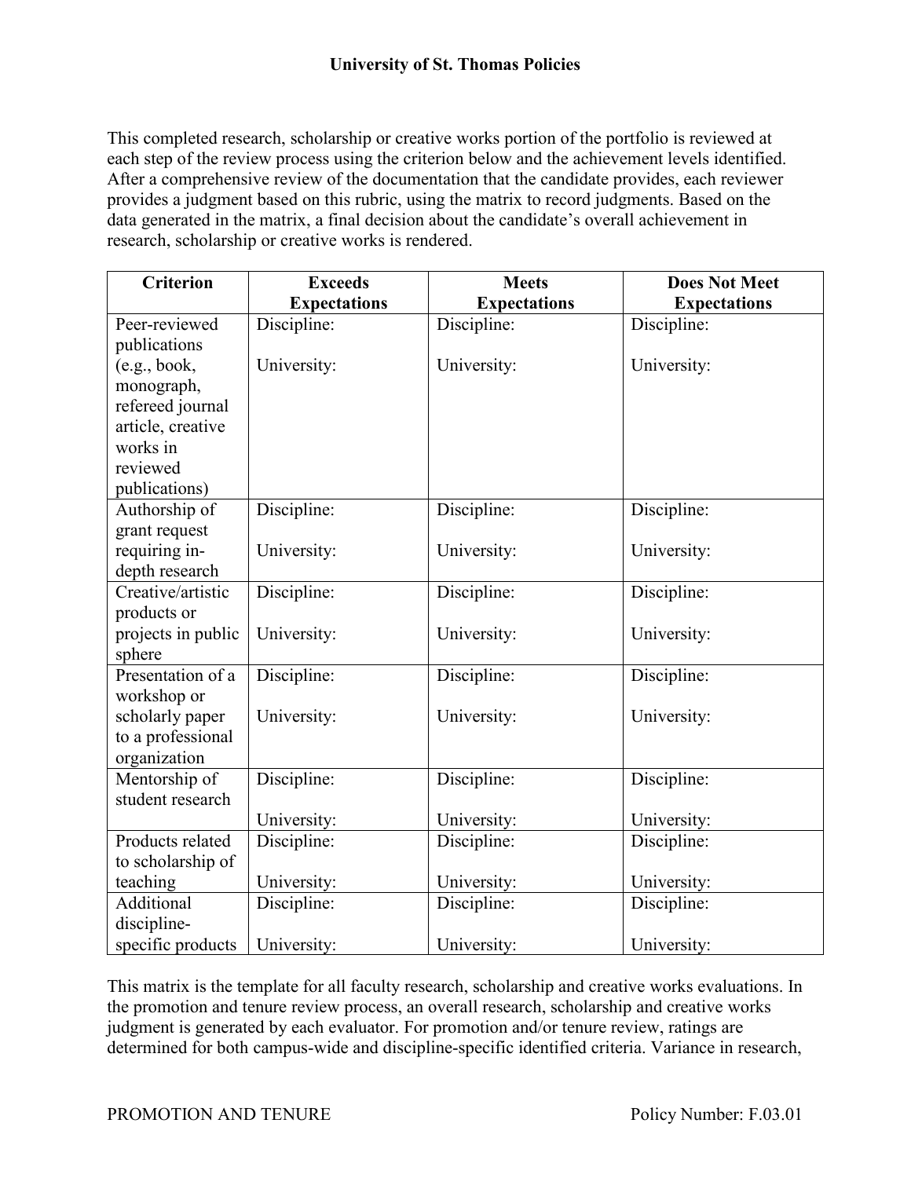This completed research, scholarship or creative works portion of the portfolio is reviewed at each step of the review process using the criterion below and the achievement levels identified. After a comprehensive review of the documentation that the candidate provides, each reviewer provides a judgment based on this rubric, using the matrix to record judgments. Based on the data generated in the matrix, a final decision about the candidate's overall achievement in research, scholarship or creative works is rendered.

| Criterion | Exceeds Expectations | Meets Expectations | Does Not Meet Expectations |
|---|---|---|---|
| Peer-reviewed publications (e.g., book, monograph, refereed journal article, creative works in reviewed publications) | Discipline:<br><br>University: | Discipline:<br><br>University: | Discipline:<br><br>University: |
| Authorship of grant request requiring in-depth research | Discipline:<br><br>University: | Discipline:<br><br>University: | Discipline:<br><br>University: |
| Creative/artistic products or projects in public sphere | Discipline:<br><br>University: | Discipline:<br><br>University: | Discipline:<br><br>University: |
| Presentation of a workshop or scholarly paper to a professional organization | Discipline:<br><br>University: | Discipline:<br><br>University: | Discipline:<br><br>University: |
| Mentorship of student research | Discipline:<br><br>University: | Discipline:<br><br>University: | Discipline:<br><br>University: |
| Products related to scholarship of teaching | Discipline:<br><br>University: | Discipline:<br><br>University: | Discipline:<br><br>University: |
| Additional discipline-specific products | Discipline:<br><br>University: | Discipline:<br><br>University: | Discipline:<br><br>University: |

This matrix is the template for all faculty research, scholarship and creative works evaluations. In the promotion and tenure review process, an overall research, scholarship and creative works judgment is generated by each evaluator. For promotion and/or tenure review, ratings are determined for both campus-wide and discipline-specific identified criteria. Variance in research,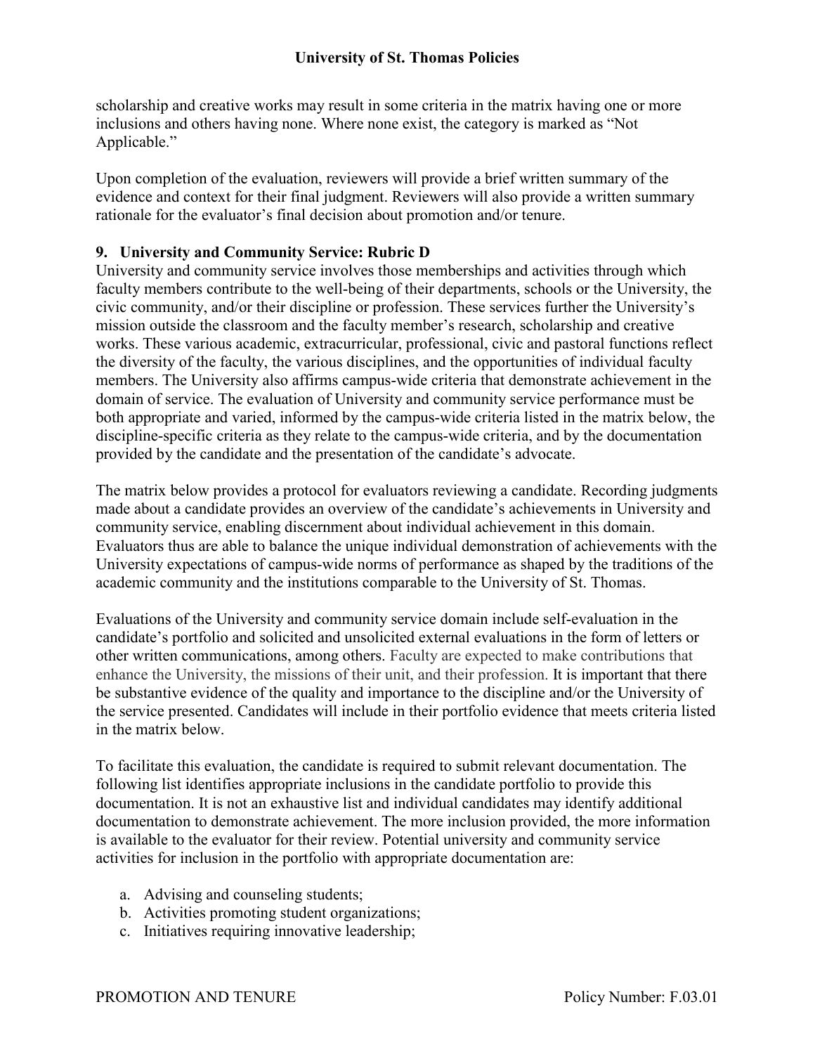scholarship and creative works may result in some criteria in the matrix having one or more inclusions and others having none. Where none exist, the category is marked as "Not Applicable."

Upon completion of the evaluation, reviewers will provide a brief written summary of the evidence and context for their final judgment. Reviewers will also provide a written summary rationale for the evaluator's final decision about promotion and/or tenure.

**9. University and Community Service: Rubric D**

University and community service involves those memberships and activities through which faculty members contribute to the well-being of their departments, schools or the University, the civic community, and/or their discipline or profession. These services further the University's mission outside the classroom and the faculty member's research, scholarship and creative works. These various academic, extracurricular, professional, civic and pastoral functions reflect the diversity of the faculty, the various disciplines, and the opportunities of individual faculty members. The University also affirms campus-wide criteria that demonstrate achievement in the domain of service. The evaluation of University and community service performance must be both appropriate and varied, informed by the campus-wide criteria listed in the matrix below, the discipline-specific criteria as they relate to the campus-wide criteria, and by the documentation provided by the candidate and the presentation of the candidate's advocate.

The matrix below provides a protocol for evaluators reviewing a candidate. Recording judgments made about a candidate provides an overview of the candidate's achievements in University and community service, enabling discernment about individual achievement in this domain. Evaluators thus are able to balance the unique individual demonstration of achievements with the University expectations of campus-wide norms of performance as shaped by the traditions of the academic community and the institutions comparable to the University of St. Thomas.

Evaluations of the University and community service domain include self-evaluation in the candidate's portfolio and solicited and unsolicited external evaluations in the form of letters or other written communications, among others. Faculty are expected to make contributions that enhance the University, the missions of their unit, and their profession. It is important that there be substantive evidence of the quality and importance to the discipline and/or the University of the service presented. Candidates will include in their portfolio evidence that meets criteria listed in the matrix below.

To facilitate this evaluation, the candidate is required to submit relevant documentation. The following list identifies appropriate inclusions in the candidate portfolio to provide this documentation. It is not an exhaustive list and individual candidates may identify additional documentation to demonstrate achievement. The more inclusion provided, the more information is available to the evaluator for their review. Potential university and community service activities for inclusion in the portfolio with appropriate documentation are:

a. Advising and counseling students;
b. Activities promoting student organizations;
c. Initiatives requiring innovative leadership;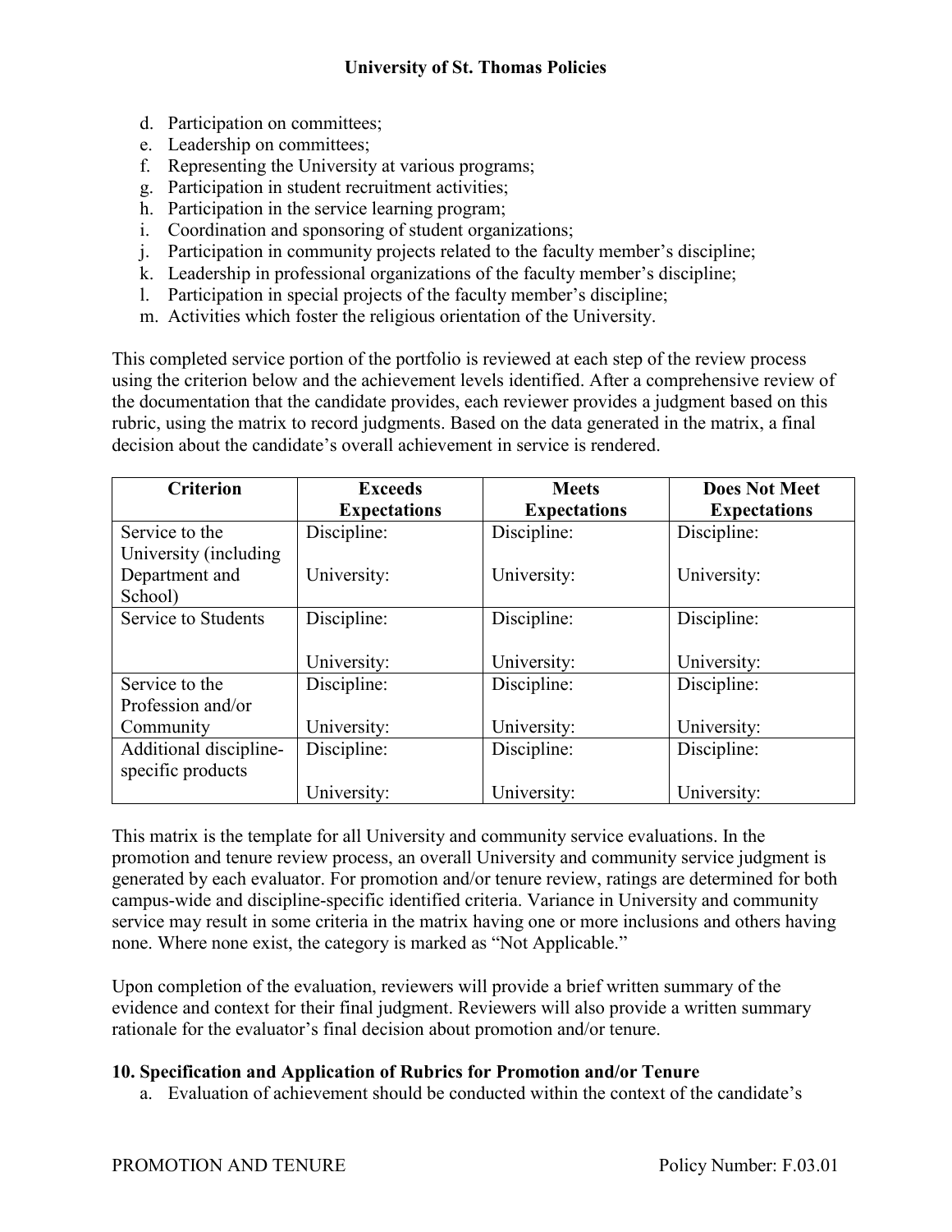d. Participation on committees;
e. Leadership on committees;
f. Representing the University at various programs;
g. Participation in student recruitment activities;
h. Participation in the service learning program;
i. Coordination and sponsoring of student organizations;
j. Participation in community projects related to the faculty member's discipline;
k. Leadership in professional organizations of the faculty member's discipline;
l. Participation in special projects of the faculty member's discipline;
m. Activities which foster the religious orientation of the University.

This completed service portion of the portfolio is reviewed at each step of the review process using the criterion below and the achievement levels identified. After a comprehensive review of the documentation that the candidate provides, each reviewer provides a judgment based on this rubric, using the matrix to record judgments. Based on the data generated in the matrix, a final decision about the candidate's overall achievement in service is rendered.

| Criterion | Exceeds Expectations | Meets Expectations | Does Not Meet Expectations |
|---|---|---|---|
| Service to the University (including Department and School) | Discipline:<br><br>University: | Discipline:<br><br>University: | Discipline:<br><br>University: |
| Service to Students | Discipline:<br><br>University: | Discipline:<br><br>University: | Discipline:<br><br>University: |
| Service to the Profession and/or Community | Discipline:<br><br>University: | Discipline:<br><br>University: | Discipline:<br><br>University: |
| Additional discipline-specific products | Discipline:<br><br>University: | Discipline:<br><br>University: | Discipline:<br><br>University: |

This matrix is the template for all University and community service evaluations. In the promotion and tenure review process, an overall University and community service judgment is generated by each evaluator. For promotion and/or tenure review, ratings are determined for both campus-wide and discipline-specific identified criteria. Variance in University and community service may result in some criteria in the matrix having one or more inclusions and others having none. Where none exist, the category is marked as "Not Applicable."

Upon completion of the evaluation, reviewers will provide a brief written summary of the evidence and context for their final judgment. Reviewers will also provide a written summary rationale for the evaluator's final decision about promotion and/or tenure.

**10. Specification and Application of Rubrics for Promotion and/or Tenure**

a. Evaluation of achievement should be conducted within the context of the candidate's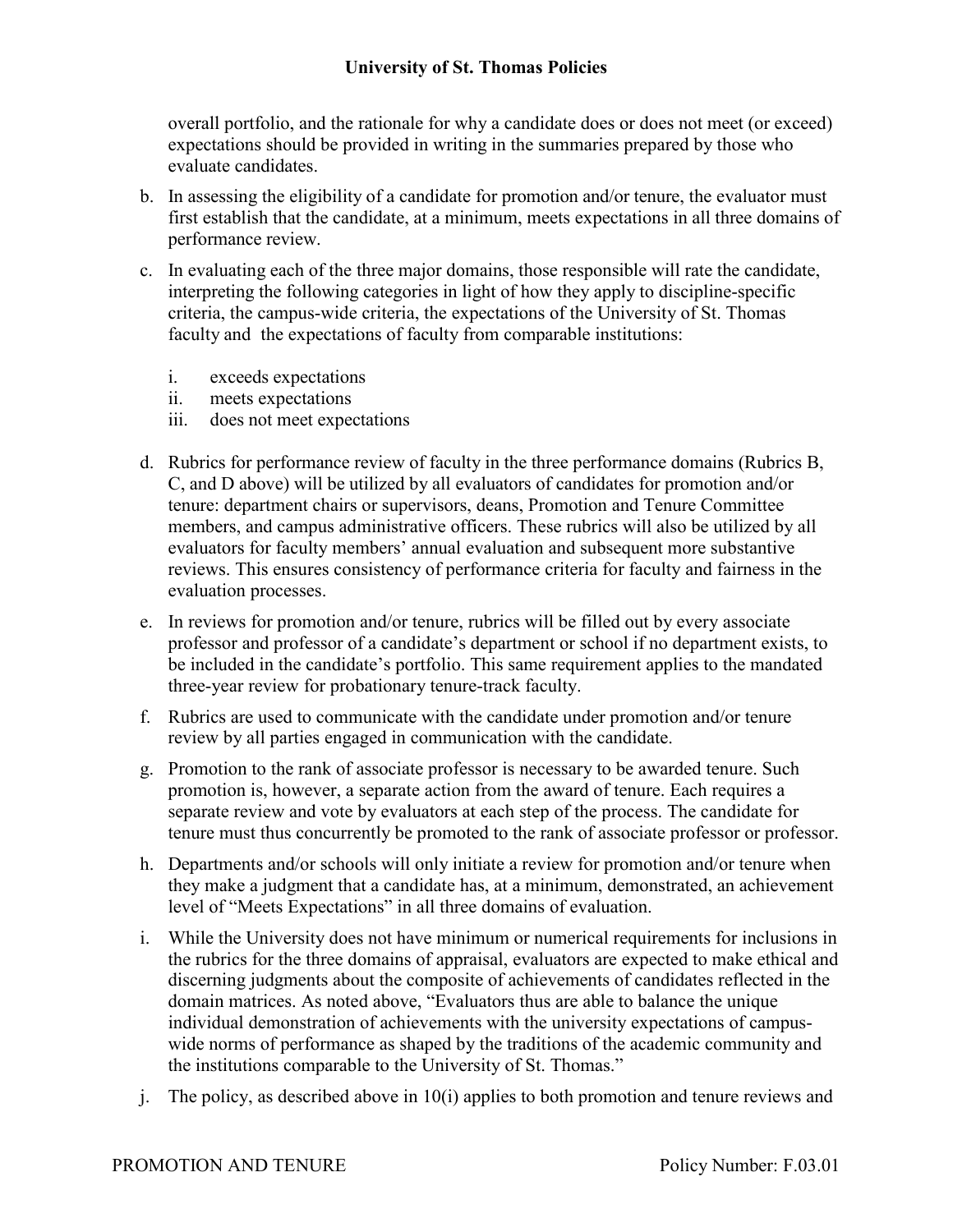overall portfolio, and the rationale for why a candidate does or does not meet (or exceed) expectations should be provided in writing in the summaries prepared by those who evaluate candidates.

b. In assessing the eligibility of a candidate for promotion and/or tenure, the evaluator must first establish that the candidate, at a minimum, meets expectations in all three domains of performance review.

c. In evaluating each of the three major domains, those responsible will rate the candidate, interpreting the following categories in light of how they apply to discipline-specific criteria, the campus-wide criteria, the expectations of the University of St. Thomas faculty and the expectations of faculty from comparable institutions:

   i. exceeds expectations
   ii. meets expectations
   iii. does not meet expectations

d. Rubrics for performance review of faculty in the three performance domains (Rubrics B, C, and D above) will be utilized by all evaluators of candidates for promotion and/or tenure: department chairs or supervisors, deans, Promotion and Tenure Committee members, and campus administrative officers. These rubrics will also be utilized by all evaluators for faculty members' annual evaluation and subsequent more substantive reviews. This ensures consistency of performance criteria for faculty and fairness in the evaluation processes.

e. In reviews for promotion and/or tenure, rubrics will be filled out by every associate professor and professor of a candidate's department or school if no department exists, to be included in the candidate's portfolio. This same requirement applies to the mandated three-year review for probationary tenure-track faculty.

f. Rubrics are used to communicate with the candidate under promotion and/or tenure review by all parties engaged in communication with the candidate.

g. Promotion to the rank of associate professor is necessary to be awarded tenure. Such promotion is, however, a separate action from the award of tenure. Each requires a separate review and vote by evaluators at each step of the process. The candidate for tenure must thus concurrently be promoted to the rank of associate professor or professor.

h. Departments and/or schools will only initiate a review for promotion and/or tenure when they make a judgment that a candidate has, at a minimum, demonstrated, an achievement level of "Meets Expectations" in all three domains of evaluation.

i. While the University does not have minimum or numerical requirements for inclusions in the rubrics for the three domains of appraisal, evaluators are expected to make ethical and discerning judgments about the composite of achievements of candidates reflected in the domain matrices. As noted above, "Evaluators thus are able to balance the unique individual demonstration of achievements with the university expectations of campus-wide norms of performance as shaped by the traditions of the academic community and the institutions comparable to the University of St. Thomas."

j. The policy, as described above in 10(i) applies to both promotion and tenure reviews and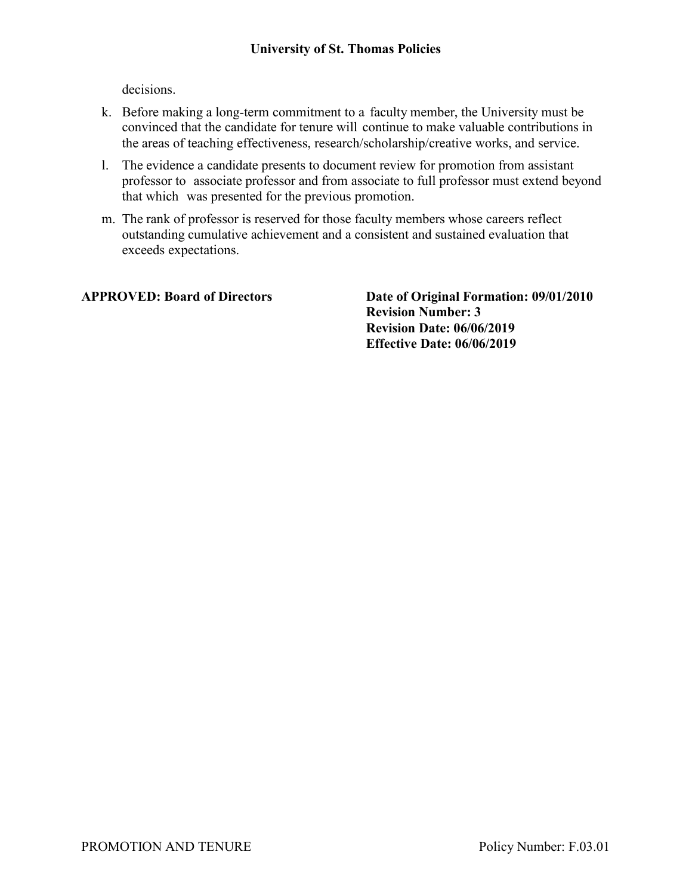decisions.

k. Before making a long-term commitment to a faculty member, the University must be convinced that the candidate for tenure will continue to make valuable contributions in the areas of teaching effectiveness, research/scholarship/creative works, and service.

l. The evidence a candidate presents to document review for promotion from assistant professor to associate professor and from associate to full professor must extend beyond that which was presented for the previous promotion.

m. The rank of professor is reserved for those faculty members whose careers reflect outstanding cumulative achievement and a consistent and sustained evaluation that exceeds expectations.

**APPROVED: Board of Directors**

**Date of Original Formation: 09/01/2010**
**Revision Number: 3**
**Revision Date: 06/06/2019**
**Effective Date: 06/06/2019**